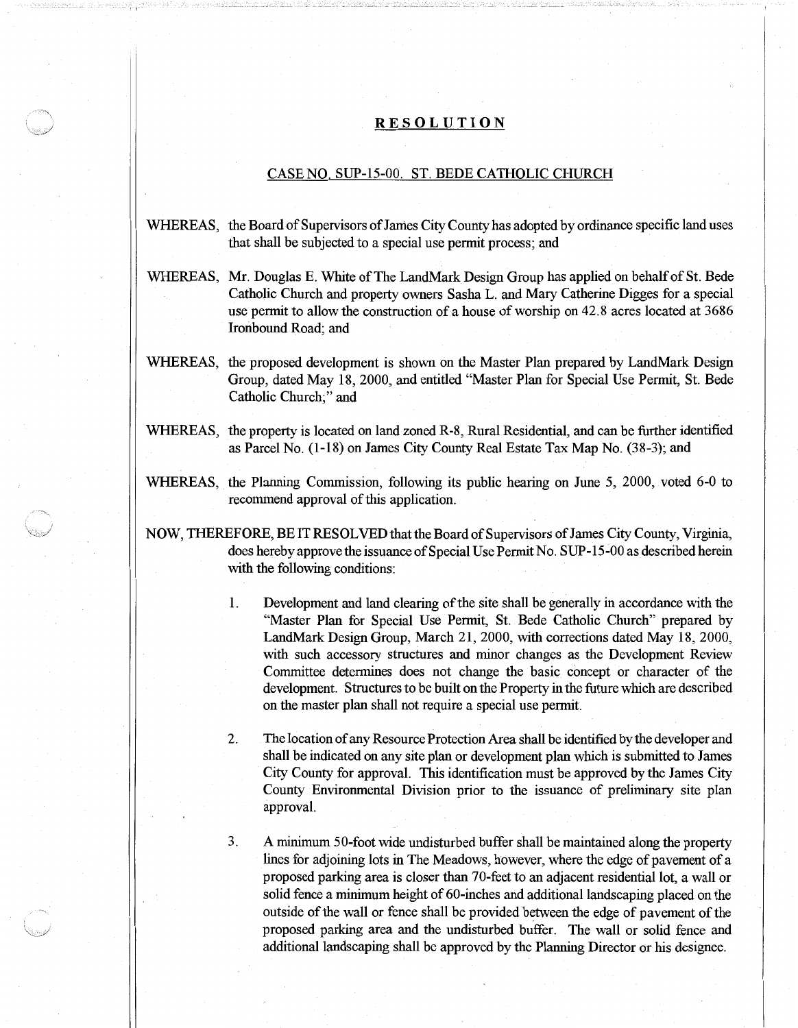# RESOLUTION

## CASE NO. SUP-15-00. ST. BEDE CATHOLIC CHURCH

WHEREAS, the Board of Supervisors of James City County has adopted by ordinance specific land uses that shall be subjected to a special use permit process; and

WHEREAS, Mr. Douglas E. White of The LandMark Design Group has applied on behalf of St. Bede Catholic Church and property owners Sasha L. and Mary Catherine Digges for a special use permit to allow the construction of a house of worship on 42.8 acres located at 3686 Ironbound Road; and

WHEREAS, the proposed development is shown on the Master Plan prepared by LandMark Design Group, dated May 18, 2000, and entitled "Master Plan for Special Use Permit, St. Bede Catholic Church;" and

WHEREAS, the property is located on land zoned R-8, Rural Residential, and can be further identified as Parcel No. (1-18) on James City County Real Estate Tax Map No. (38-3); and

WHEREAS, the Planning Commission, following its public hearing on June 5, 2000, voted 6-0 to recommend approval of this application.

NOW, THEREFORE, BE IT RESOLVED that the Board of Supervisors of James City County, Virginia, does hereby approve the issuance of Special Use Permit No. SUP-15-00 as described herein with the following conditions:

1. Development and land clearing of the site shall be generally in accordance with the "Master Plan for Special Use Permit, St. Bede Catholic Church" prepared by LandMark Design Group, March 21, 2000, with corrections dated May 18, 2000, with such accessory structures and minor changes as the Development Review Committee determines does not change the basic concept or character of the development. Structures to be built on the Property in the future which are described on the master plan shall not require a special use permit.

2. The location of any Resource Protection Area shall be identified by the developer and shall be indicated on any site plan or development plan which is submitted to James City County for approval. This identification must be approved by the James City County Environmental Division prior to the issuance of preliminary site plan approval.

3. A minimum 50-foot wide undisturbed buffer shall be maintained along the property lines for adjoining lots in The Meadows, however, where the edge of pavement of a proposed parking area is closer than 70-feet to an adjacent residential lot, a wall or solid fence a minimum height of 60-inches and additional landscaping placed on the outside of the wall or fence shall be provided between the edge of pavement of the proposed parking area and the undisturbed buffer. The wall or solid fence and additional landscaping shall be approved by the Planning Director or his designee.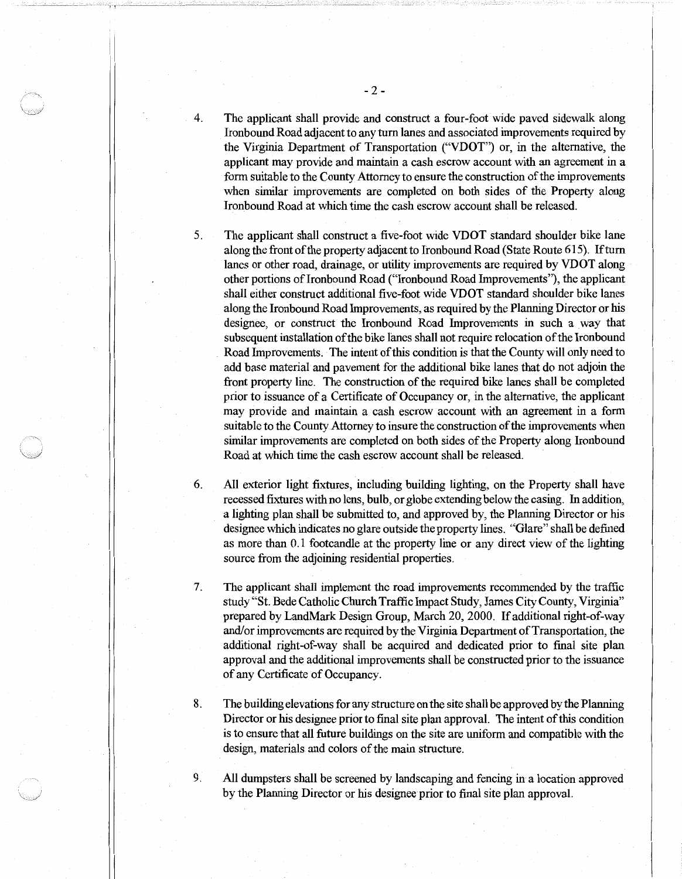4. The applicant shall provide and construct a four-foot wide paved sidewalk along Ironbound Road adjacent to any turn lanes and associated improvements required by the Virginia Department of Transportation ("VDOT") or, in the alternative, the applicant may provide and maintain a cash escrow account with an agreement in a form suitable to the County Attorney to ensure the construction of the improvements when similar improvements are completed on both sides of the Property along Ironbound Road at which time the cash escrow account shall be released.

5. The applicant shall construct a five-foot wide VDOT standard shoulder bike lane along the front of the property adjacent to Ironbound Road (State Route 615). If turn lanes or other road, drainage, or utility improvements are required by VDOT along other portions of Ironbound Road ("Ironbound Road Improvements"), the applicant shall either construct additional five-foot wide VDOT standard shoulder bike lanes along the Ironbound Road Improvements, as required by the Planning Director or his designee, or construct the Ironbound Road Improvements in such a way that subsequent installation of the bike lanes shall not require relocation of the Ironbound Road Improvements. The intent of this condition is that the County will only need to add base material and pavement for the additional bike lanes that do not adjoin the front property line. The construction of the required bike lanes shall be completed prior to issuance of a Certificate of Occupancy or, in the alternative, the applicant may provide and maintain a cash escrow account with an agreement in a form suitable to the County Attorney to insure the construction of the improvements when similar improvements are completed on both sides of the Property along Ironbound Road at which time the cash escrow account shall be released.

6. All exterior light fixtures, including building lighting, on the Property shall have recessed fixtures with no lens, bulb, or globe extending below the casing. In addition, a lighting plan shall be submitted to, and approved by, the Planning Director or his designee which indicates no glare outside the property lines. "Glare" shall be defined as more than 0.1 footcandle at the property line or any direct view of the lighting source from the adjoining residential properties.

7. The applicant shall implement the road improvements recommended by the traffic study "St. Bede Catholic Church Traffic Impact Study, James City County, Virginia" prepared by LandMark Design Group, March 20, 2000. If additional right-of-way and/or improvements are required by the Virginia Department of Transportation, the additional right-of-way shall be acquired and dedicated prior to final site plan approval and the additional improvements shall be constructed prior to the issuance of any Certificate of Occupancy.

8. The building elevations for any structure on the site shall be approved by the Planning Director or his designee prior to final site plan approval. The intent of this condition is to ensure that all future buildings on the site are uniform and compatible with the design, materials and colors of the main structure.

9. All dumpsters shall be screened by landscaping and fencing in a location approved by the Planning Director or his designee prior to final site plan approval.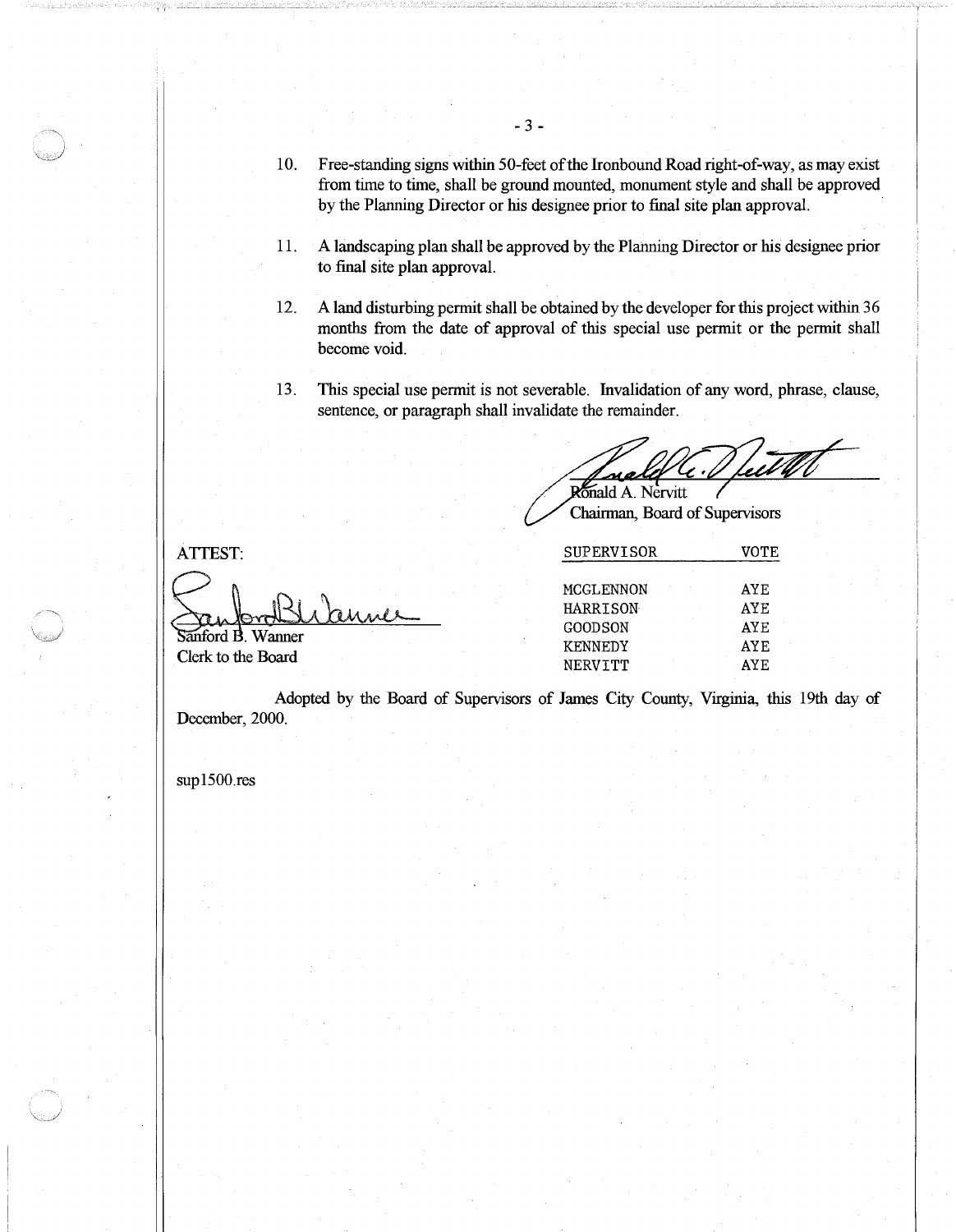10. Free-standing signs within 50-feet of the Ironbound Road right-of-way, as may exist from time to time, shall be ground mounted, monument style and shall be approved by the Planning Director or his designee prior to final site plan approval.

11. A landscaping plan shall be approved by the Planning Director or his designee prior to final site plan approval.

12. A land disturbing permit shall be obtained by the developer for this project within 36 months from the date of approval of this special use permit or the permit shall become void.

13. This special use permit is not severable. Invalidation of any word, phrase, clause, sentence, or paragraph shall invalidate the remainder.

Ronald A. Nervitt
Chairman, Board of Supervisors

ATTEST:

Sanford B. Wanner
Clerk to the Board

| SUPERVISOR | VOTE |
|---|---|
| MCGLENNON | AYE |
| HARRISON | AYE |
| GOODSON | AYE |
| KENNEDY | AYE |
| NERVITT | AYE |

Adopted by the Board of Supervisors of James City County, Virginia, this 19th day of December, 2000.

sup1500.res